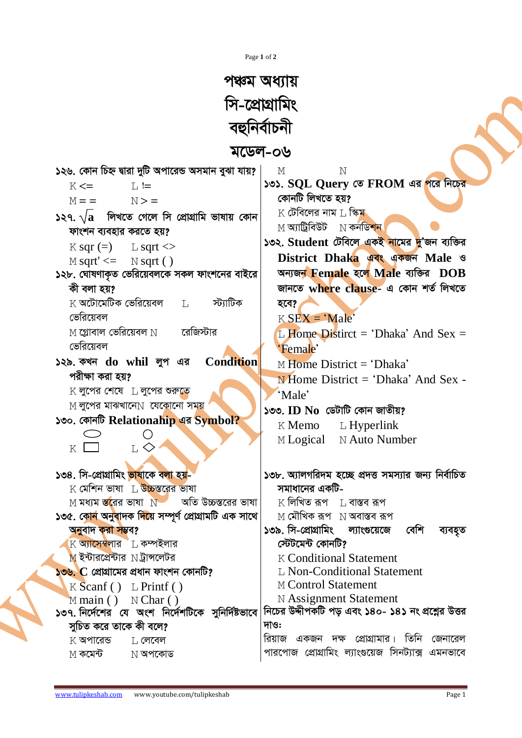# পঞ্চম অধ্যায়
# সি-প্রোগ্রামিং
# বহুনির্বাচনী
# মডেল-০৬

**১২৬. কোন চিহ্ন দ্বারা দুটি অপারেন্ড অসমান বুঝা যায়?**
K <=  L !=
M ==  N >=

**১২৭. $\sqrt{a}$ লিখতে গেলে সি প্রোগ্রামি ভাষায় কোন ফাংশন ব্যবহার করতে হয়?**
K sqr (=)  L sqrt <>
M sqrt' <=  N sqrt ( )

**১২৮. ঘোষণাকৃত ভেরিয়েবলকে সকল ফাংশনের বাইরে কী বলা হয়?**
K অটোমেটিক ভেরিয়েবল  L স্ট্যাটিক ভেরিয়েবল
M গ্লোবাল ভেরিয়েবল  N রেজিস্টার ভেরিয়েবল

**১২৯. কখন do whil লুপ এর Condition পরীক্ষা করা হয়?**
K লুপের শেষে  L লুপের শুরুতে
M লুপের মাঝখানে  N যেকোনো সময়

**১৩০. কোনটি Relationahip এর Symbol?**
K (ডিম্বাকৃতি/আয়তক্ষেত্র)  L (বৃত্ত/রম্বস)
M  N

**১৩১. SQL Query তে FROM এর পরে নিচের কোনটি লিখতে হয়?**
K টেবিলের নাম  L স্কিমা
M অ্যাট্রিবিউট  N কনডিশন

**১৩২. Student টেবিলে একই নামের দু'জন ব্যক্তির District Dhaka এবং একজন Male ও অন্যজন Female হলে Male ব্যক্তির DOB জানতে where clause- এ কোন শর্ত লিখতে হবে?**
K SEX = 'Male'
L Home Distirct = 'Dhaka' And Sex = 'Female'
M Home District = 'Dhaka'
N Home District = 'Dhaka' And Sex - 'Male'

**১৩৩. ID No ডেটাটি কোন জাতীয়?**
K Memo  L Hyperlink
M Logical  N Auto Number

**১৩৪. সি-প্রোগ্রামিং ভাষাকে বলা হয়-**
K মেশিন ভাষা  L উচ্চস্তরের ভাষা
M মধ্যম স্তরের ভাষা  N অতি উচ্চস্তরের ভাষা

**১৩৫. কোন অনুবাদক দিয়ে সম্পূর্ণ প্রোগ্রামটি এক সাথে অনুবাদ করা সম্ভব?**
K অ্যাসেম্বলার  L কম্পাইলার
M ইন্টারপ্রেন্টার  N ট্রান্সলেটর

**১৩৬. C প্রোগ্রামের প্রধান ফাংশন কোনটি?**
K Scanf ( )  L Printf ( )
M main ( )  N Char ( )

**১৩৭. নির্দেশের যে অংশ নির্দেশটিকে সুনির্দিষ্টভাবে সুচিত করে তাকে কী বলে?**
K অপারেন্ড  L লেবেল
M কমেন্ট  N অপকোড

**১৩৮. অ্যালগরিদম হচ্ছে প্রদত্ত সমস্যার জন্য নির্বাচিত সমাধানের একটি-**
K লিখিত রূপ  L বাস্তব রূপ
M মৌখিক রূপ  N অবাস্তব রূপ

**১৩৯. সি-প্রোগ্রামিং ল্যাংগুয়েজে বেশি ব্যবহৃত স্টেটমেন্ট কোনটি?**
K Conditional Statement
L Non-Conditional Statement
M Control Statement
N Assignment Statement

**নিচের উদ্দীপকটি পড় এবং ১৪০- ১৪১ নং প্রশ্নের উত্তর দাওঃ**

রিয়াজ একজন দক্ষ প্রোগ্রামার। তিনি জেনারেল পারপোজ প্রোগ্রামিং ল্যাংগুয়েজ সিনট্যাক্স এমনভাবে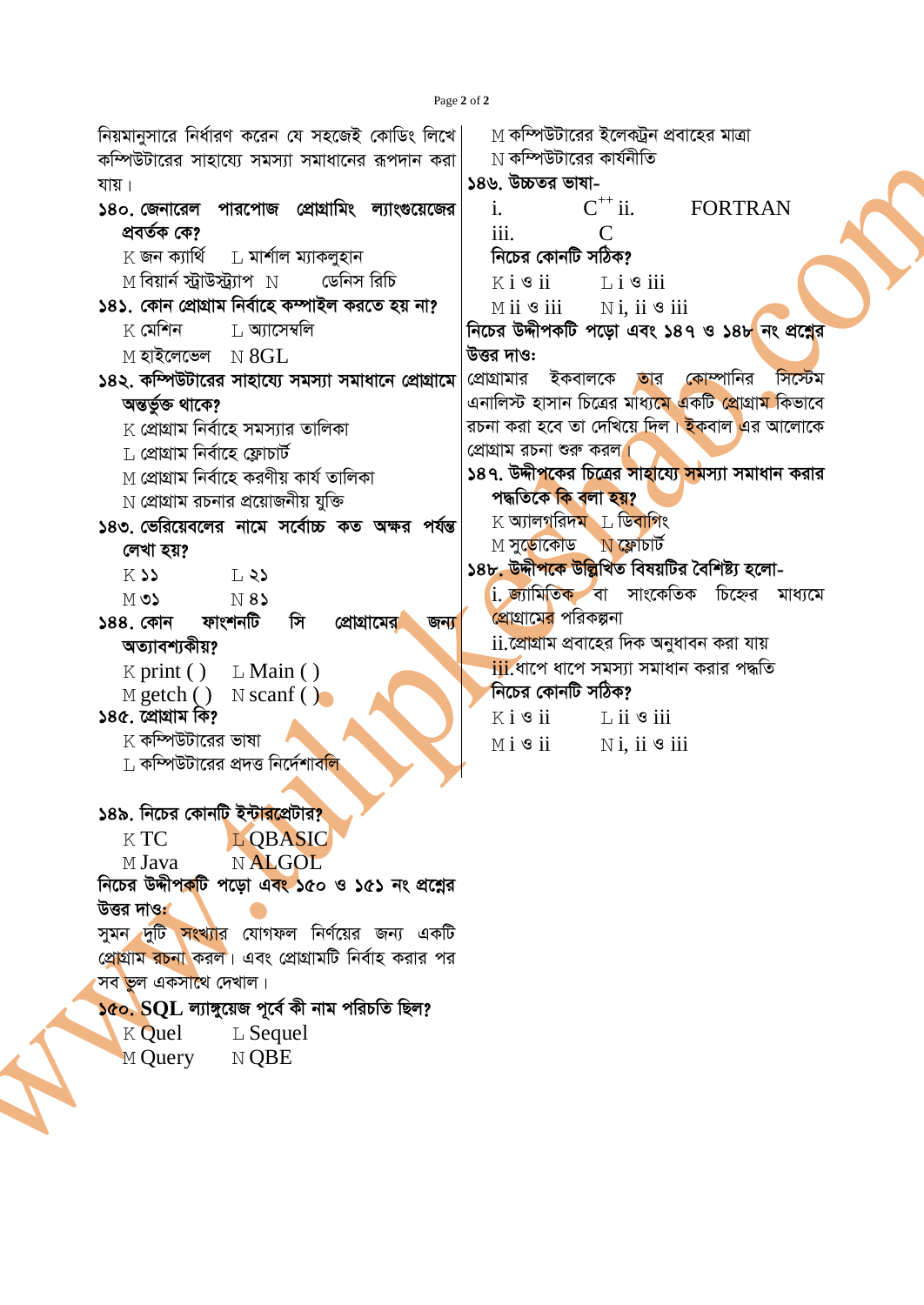নিয়মানুসারে নির্ধারণ করেন যে সহজেই কোডিং লিখে কম্পিউটারের সাহায্যে সমস্যা সমাধানের রূপদান করা যায়।

**১৪০. জেনারেল পারপোজ প্রোগ্রামিং ল্যাংগুয়েজের প্রবর্তক কে?**

K জন ক্যার্থি L মার্শাল ম্যাকলুহান
M বিয়ার্ন স্ট্রাউসট্র্যাপ N ডেনিস রিচি

**১৪১. কোন প্রোগ্রাম নির্বাহে কম্পাইল করতে হয় না?**

K মেশিন L অ্যাসেম্বলি
M হাইলেভেল N 8GL

**১৪২. কম্পিউটারের সাহায্যে সমস্যা সমাধানে প্রোগ্রামে অন্তর্ভুক্ত থাকে?**

K প্রোগ্রাম নির্বাহে সমস্যার তালিকা
L প্রোগ্রাম নির্বাহে ফ্লোচার্ট
M প্রোগ্রাম নির্বাহে করণীয় কার্য তালিকা
N প্রোগ্রাম রচনার প্রয়োজনীয় যুক্তি

**১৪৩. ভেরিয়েবলের নামে সর্বোচ্চ কত অক্ষর পর্যন্ত লেখা হয়?**

K ১১ L ২১
M ৩১ N ৪১

**১৪৪. কোন ফাংশনটি সি প্রোগ্রামের জন্য অত্যাবশ্যকীয়?**

K print ( ) L Main ( )
M getch ( ) N scanf ( )

**১৪৫. প্রোগ্রাম কি?**

K কম্পিউটারের ভাষা
L কম্পিউটারের প্রদত্ত নির্দেশাবলি
M কম্পিউটারের ইলেকট্রন প্রবাহের মাত্রা
N কম্পিউটারের কার্যনীতি

**১৪৬. উচ্চতর ভাষা-**

i. $C^{++}$ ii. FORTRAN
iii. C

**নিচের কোনটি সঠিক?**

K i ও ii L i ও iii
M ii ও iii N i, ii ও iii

**নিচের উদ্দীপকটি পড়ো এবং ১৪৭ ও ১৪৮ নং প্রশ্নের উত্তর দাও:**

প্রোগ্রামার ইকবালকে তার কোম্পানির সিস্টেম এনালিস্ট হাসান চিত্রের মাধ্যমে একটি প্রোগ্রাম কিভাবে রচনা করা হবে তা দেখিয়ে দিল। ইকবাল এর আলোকে প্রোগ্রাম রচনা শুরু করল।

**১৪৭. উদ্দীপকের চিত্রের সাহায্যে সমস্যা সমাধান করার পদ্ধতিকে কি বলা হয়?**

K অ্যালগরিদম L ডিবাগিং
M সুডোকোড N ফ্লোচার্ট

**১৪৮. উদ্দীপকে উল্লিখিত বিষয়টির বৈশিষ্ট্য হলো-**

i. জ্যামিতিক বা সাংকেতিক চিহ্নের মাধ্যমে প্রোগ্রামের পরিকল্পনা
ii. প্রোগ্রাম প্রবাহের দিক অনুধাবন করা যায়
iii. ধাপে ধাপে সমস্যা সমাধান করার পদ্ধতি

**নিচের কোনটি সঠিক?**

K i ও ii L ii ও iii
M i ও ii N i, ii ও iii

**১৪৯. নিচের কোনটি ইন্টারপ্রেটার?**

K TC L QBASIC
M Java N ALGOL

**নিচের উদ্দীপকটি পড়ো এবং ১৫০ ও ১৫১ নং প্রশ্নের উত্তর দাও:**

সুমন দুটি সংখ্যার যোগফল নির্ণয়ের জন্য একটি প্রোগ্রাম রচনা করল। এবং প্রোগ্রামটি নির্বাহ করার পর সব ভুল একসাথে দেখাল।

**১৫০. SQL ল্যাঙ্গুয়েজ পূর্বে কী নাম পরিচিতি ছিল?**

K Quel L Sequel
M Query N QBE